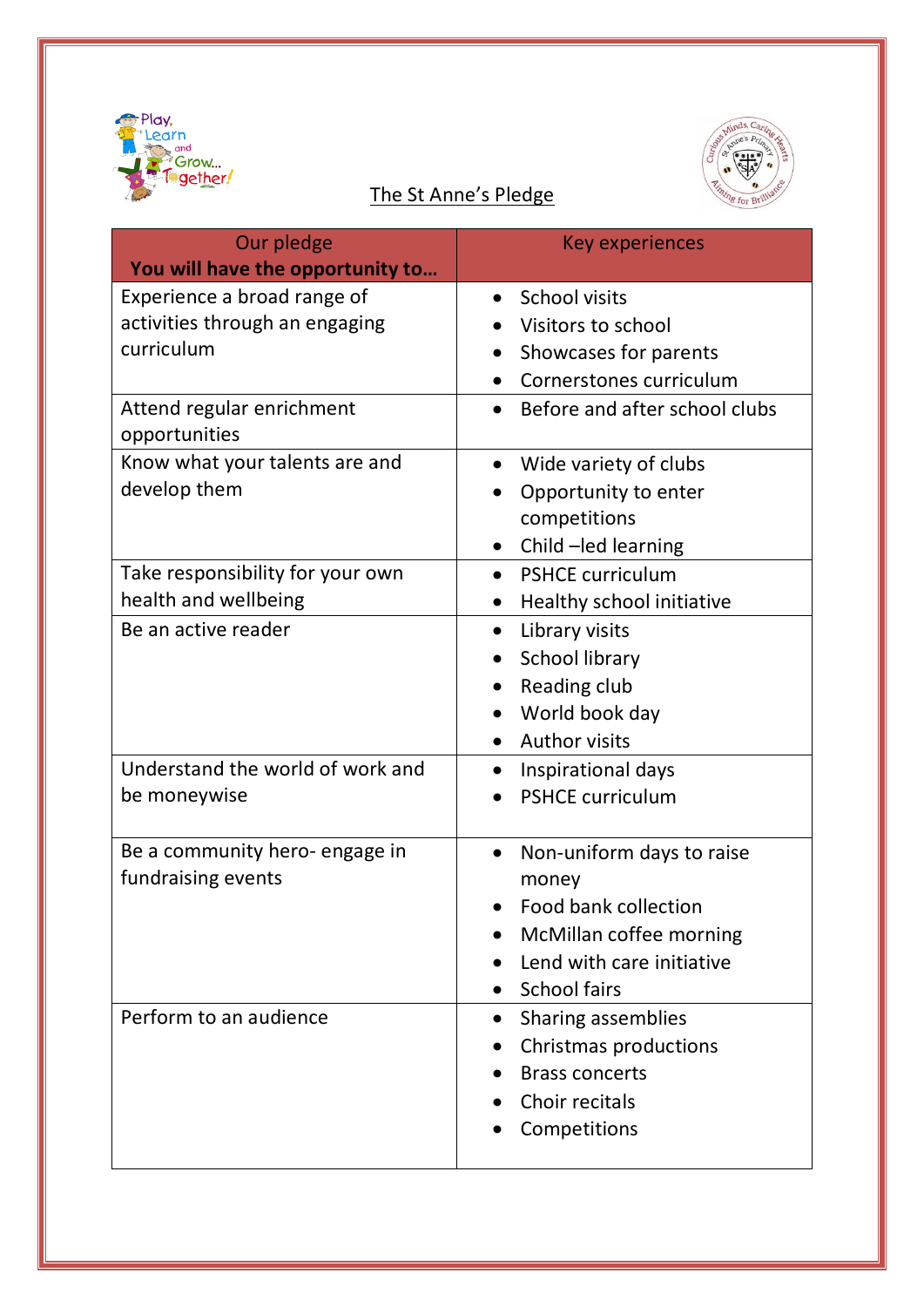# The St Anne's Pledge

| Our pledge<br>**You will have the opportunity to…** | Key experiences |
|---|---|
| Experience a broad range of activities through an engaging curriculum | • School visits<br>• Visitors to school<br>• Showcases for parents<br>• Cornerstones curriculum |
| Attend regular enrichment opportunities | • Before and after school clubs |
| Know what your talents are and develop them | • Wide variety of clubs<br>• Opportunity to enter competitions<br>• Child –led learning |
| Take responsibility for your own health and wellbeing | • PSHCE curriculum<br>• Healthy school initiative |
| Be an active reader | • Library visits<br>• School library<br>• Reading club<br>• World book day<br>• Author visits |
| Understand the world of work and be moneywise | • Inspirational days<br>• PSHCE curriculum |
| Be a community hero- engage in fundraising events | • Non-uniform days to raise money<br>• Food bank collection<br>• McMillan coffee morning<br>• Lend with care initiative<br>• School fairs |
| Perform to an audience | • Sharing assemblies<br>• Christmas productions<br>• Brass concerts<br>• Choir recitals<br>• Competitions |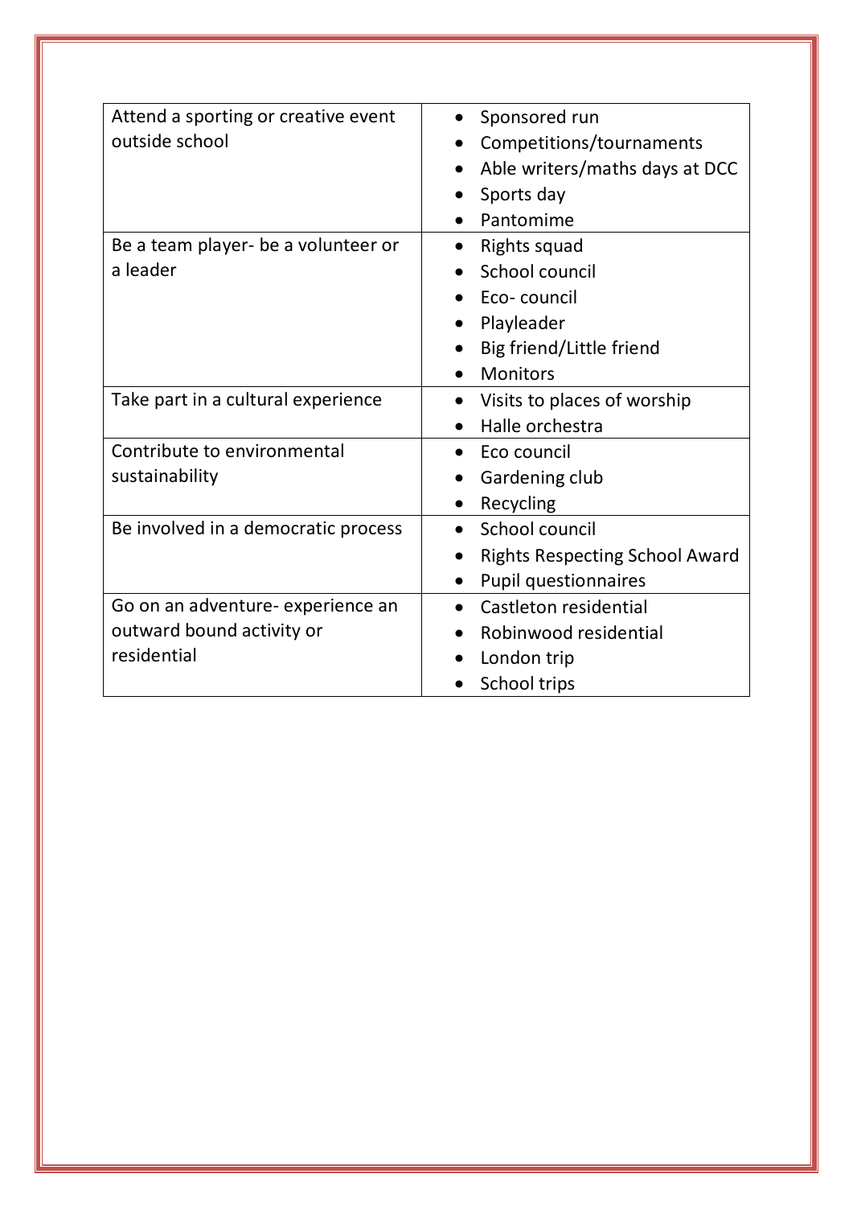| | |
|---|---|
| Attend a sporting or creative event outside school | • Sponsored run<br>• Competitions/tournaments<br>• Able writers/maths days at DCC<br>• Sports day<br>• Pantomime |
| Be a team player- be a volunteer or a leader | • Rights squad<br>• School council<br>• Eco- council<br>• Playleader<br>• Big friend/Little friend<br>• Monitors |
| Take part in a cultural experience | • Visits to places of worship<br>• Halle orchestra |
| Contribute to environmental sustainability | • Eco council<br>• Gardening club<br>• Recycling |
| Be involved in a democratic process | • School council<br>• Rights Respecting School Award<br>• Pupil questionnaires |
| Go on an adventure- experience an outward bound activity or residential | • Castleton residential<br>• Robinwood residential<br>• London trip<br>• School trips |